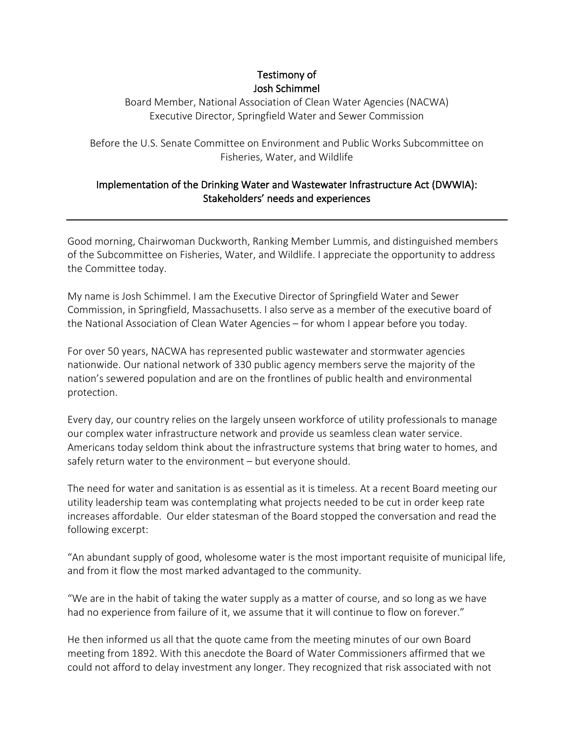**Testimony of**
**Josh Schimmel**

Board Member, National Association of Clean Water Agencies (NACWA)
Executive Director, Springfield Water and Sewer Commission

Before the U.S. Senate Committee on Environment and Public Works Subcommittee on Fisheries, Water, and Wildlife

**Implementation of the Drinking Water and Wastewater Infrastructure Act (DWWIA): Stakeholders' needs and experiences**

---

Good morning, Chairwoman Duckworth, Ranking Member Lummis, and distinguished members of the Subcommittee on Fisheries, Water, and Wildlife. I appreciate the opportunity to address the Committee today.

My name is Josh Schimmel. I am the Executive Director of Springfield Water and Sewer Commission, in Springfield, Massachusetts. I also serve as a member of the executive board of the National Association of Clean Water Agencies – for whom I appear before you today.

For over 50 years, NACWA has represented public wastewater and stormwater agencies nationwide. Our national network of 330 public agency members serve the majority of the nation's sewered population and are on the frontlines of public health and environmental protection.

Every day, our country relies on the largely unseen workforce of utility professionals to manage our complex water infrastructure network and provide us seamless clean water service. Americans today seldom think about the infrastructure systems that bring water to homes, and safely return water to the environment – but everyone should.

The need for water and sanitation is as essential as it is timeless. At a recent Board meeting our utility leadership team was contemplating what projects needed to be cut in order keep rate increases affordable. Our elder statesman of the Board stopped the conversation and read the following excerpt:

"An abundant supply of good, wholesome water is the most important requisite of municipal life, and from it flow the most marked advantaged to the community.

"We are in the habit of taking the water supply as a matter of course, and so long as we have had no experience from failure of it, we assume that it will continue to flow on forever."

He then informed us all that the quote came from the meeting minutes of our own Board meeting from 1892. With this anecdote the Board of Water Commissioners affirmed that we could not afford to delay investment any longer. They recognized that risk associated with not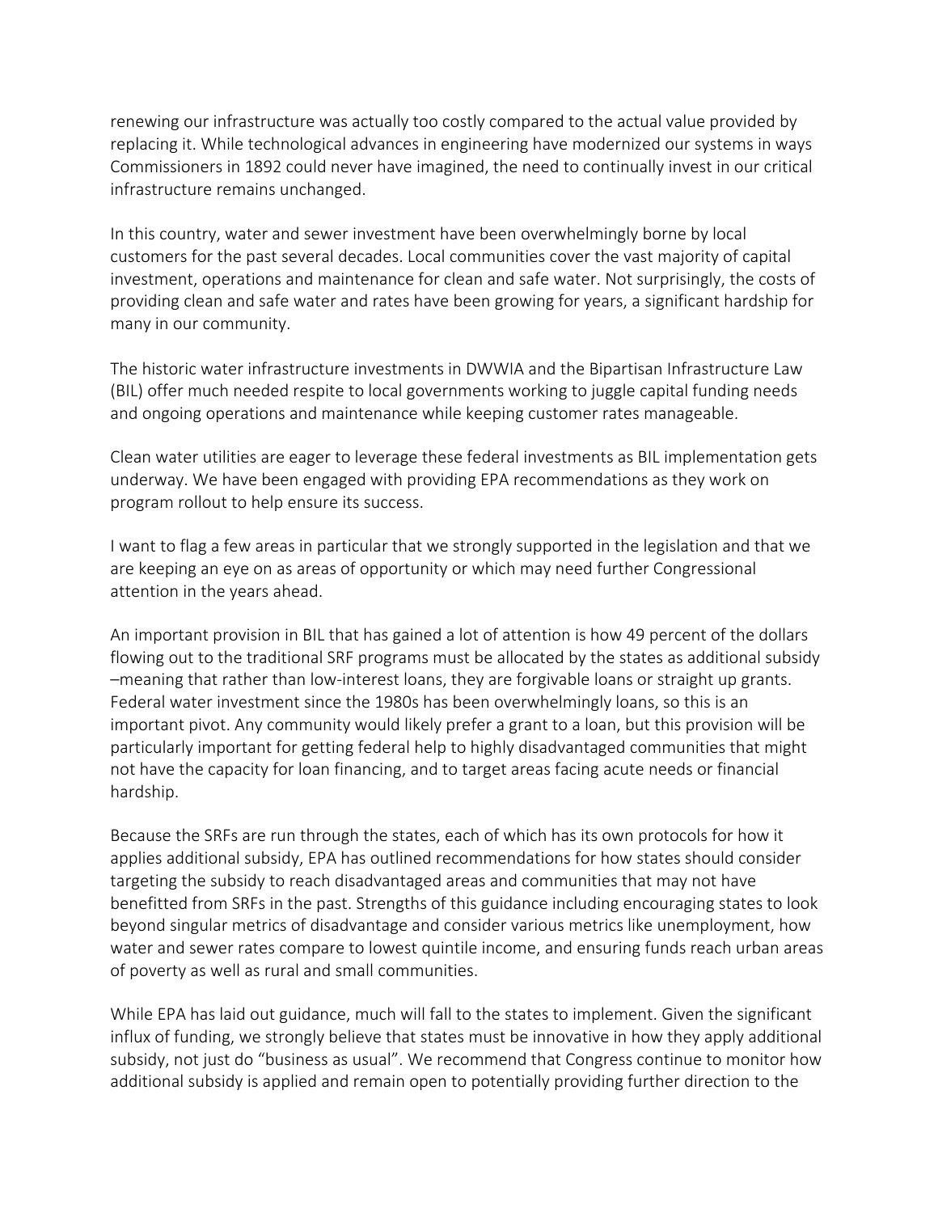renewing our infrastructure was actually too costly compared to the actual value provided by replacing it. While technological advances in engineering have modernized our systems in ways Commissioners in 1892 could never have imagined, the need to continually invest in our critical infrastructure remains unchanged.

In this country, water and sewer investment have been overwhelmingly borne by local customers for the past several decades. Local communities cover the vast majority of capital investment, operations and maintenance for clean and safe water. Not surprisingly, the costs of providing clean and safe water and rates have been growing for years, a significant hardship for many in our community.

The historic water infrastructure investments in DWWIA and the Bipartisan Infrastructure Law (BIL) offer much needed respite to local governments working to juggle capital funding needs and ongoing operations and maintenance while keeping customer rates manageable.

Clean water utilities are eager to leverage these federal investments as BIL implementation gets underway. We have been engaged with providing EPA recommendations as they work on program rollout to help ensure its success.

I want to flag a few areas in particular that we strongly supported in the legislation and that we are keeping an eye on as areas of opportunity or which may need further Congressional attention in the years ahead.

An important provision in BIL that has gained a lot of attention is how 49 percent of the dollars flowing out to the traditional SRF programs must be allocated by the states as additional subsidy –meaning that rather than low-interest loans, they are forgivable loans or straight up grants. Federal water investment since the 1980s has been overwhelmingly loans, so this is an important pivot. Any community would likely prefer a grant to a loan, but this provision will be particularly important for getting federal help to highly disadvantaged communities that might not have the capacity for loan financing, and to target areas facing acute needs or financial hardship.

Because the SRFs are run through the states, each of which has its own protocols for how it applies additional subsidy, EPA has outlined recommendations for how states should consider targeting the subsidy to reach disadvantaged areas and communities that may not have benefitted from SRFs in the past. Strengths of this guidance including encouraging states to look beyond singular metrics of disadvantage and consider various metrics like unemployment, how water and sewer rates compare to lowest quintile income, and ensuring funds reach urban areas of poverty as well as rural and small communities.

While EPA has laid out guidance, much will fall to the states to implement. Given the significant influx of funding, we strongly believe that states must be innovative in how they apply additional subsidy, not just do "business as usual". We recommend that Congress continue to monitor how additional subsidy is applied and remain open to potentially providing further direction to the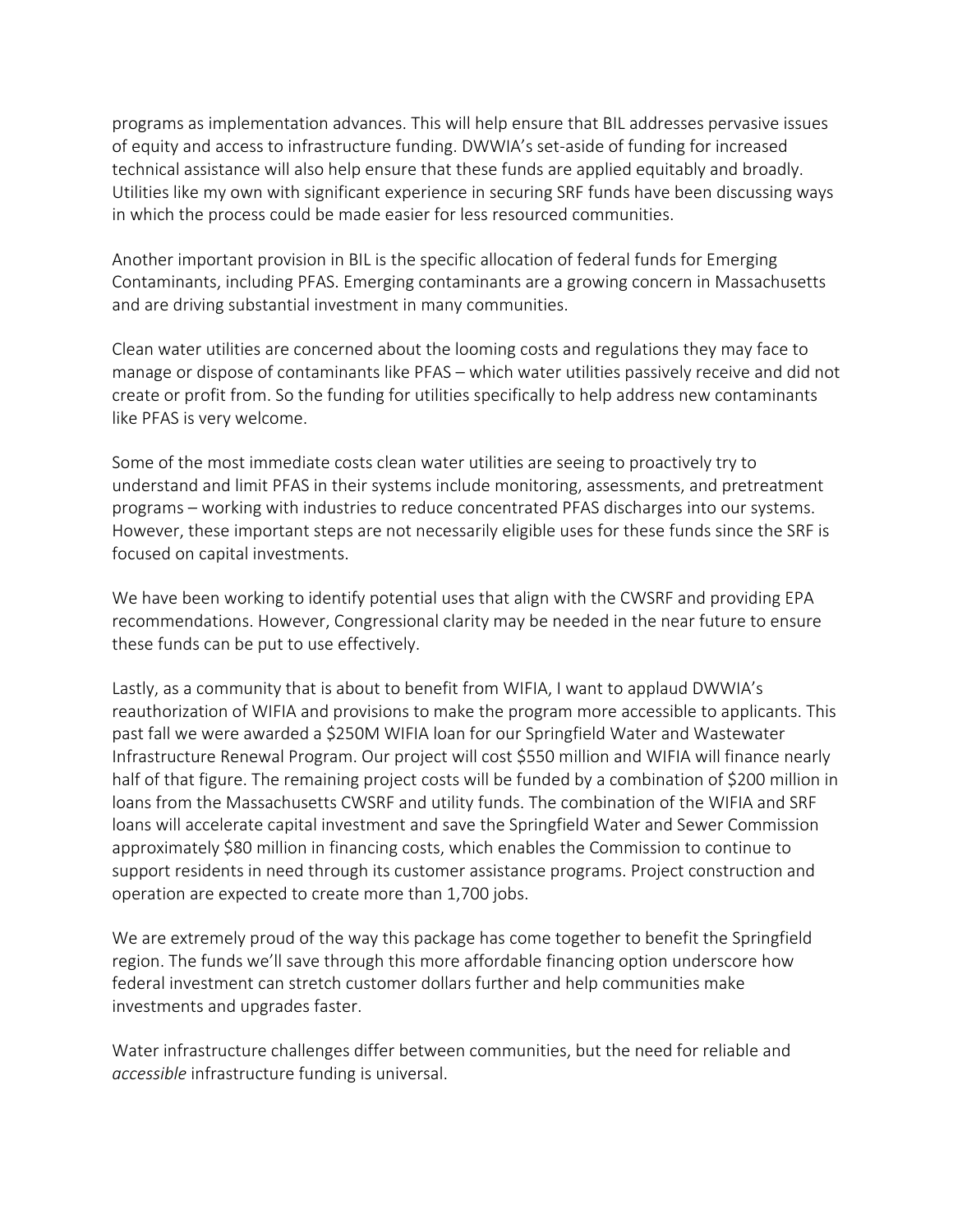programs as implementation advances. This will help ensure that BIL addresses pervasive issues of equity and access to infrastructure funding. DWWIA's set-aside of funding for increased technical assistance will also help ensure that these funds are applied equitably and broadly. Utilities like my own with significant experience in securing SRF funds have been discussing ways in which the process could be made easier for less resourced communities.

Another important provision in BIL is the specific allocation of federal funds for Emerging Contaminants, including PFAS. Emerging contaminants are a growing concern in Massachusetts and are driving substantial investment in many communities.

Clean water utilities are concerned about the looming costs and regulations they may face to manage or dispose of contaminants like PFAS – which water utilities passively receive and did not create or profit from. So the funding for utilities specifically to help address new contaminants like PFAS is very welcome.

Some of the most immediate costs clean water utilities are seeing to proactively try to understand and limit PFAS in their systems include monitoring, assessments, and pretreatment programs – working with industries to reduce concentrated PFAS discharges into our systems. However, these important steps are not necessarily eligible uses for these funds since the SRF is focused on capital investments.

We have been working to identify potential uses that align with the CWSRF and providing EPA recommendations. However, Congressional clarity may be needed in the near future to ensure these funds can be put to use effectively.

Lastly, as a community that is about to benefit from WIFIA, I want to applaud DWWIA's reauthorization of WIFIA and provisions to make the program more accessible to applicants. This past fall we were awarded a $250M WIFIA loan for our Springfield Water and Wastewater Infrastructure Renewal Program. Our project will cost $550 million and WIFIA will finance nearly half of that figure. The remaining project costs will be funded by a combination of $200 million in loans from the Massachusetts CWSRF and utility funds. The combination of the WIFIA and SRF loans will accelerate capital investment and save the Springfield Water and Sewer Commission approximately $80 million in financing costs, which enables the Commission to continue to support residents in need through its customer assistance programs. Project construction and operation are expected to create more than 1,700 jobs.

We are extremely proud of the way this package has come together to benefit the Springfield region. The funds we'll save through this more affordable financing option underscore how federal investment can stretch customer dollars further and help communities make investments and upgrades faster.

Water infrastructure challenges differ between communities, but the need for reliable and *accessible* infrastructure funding is universal.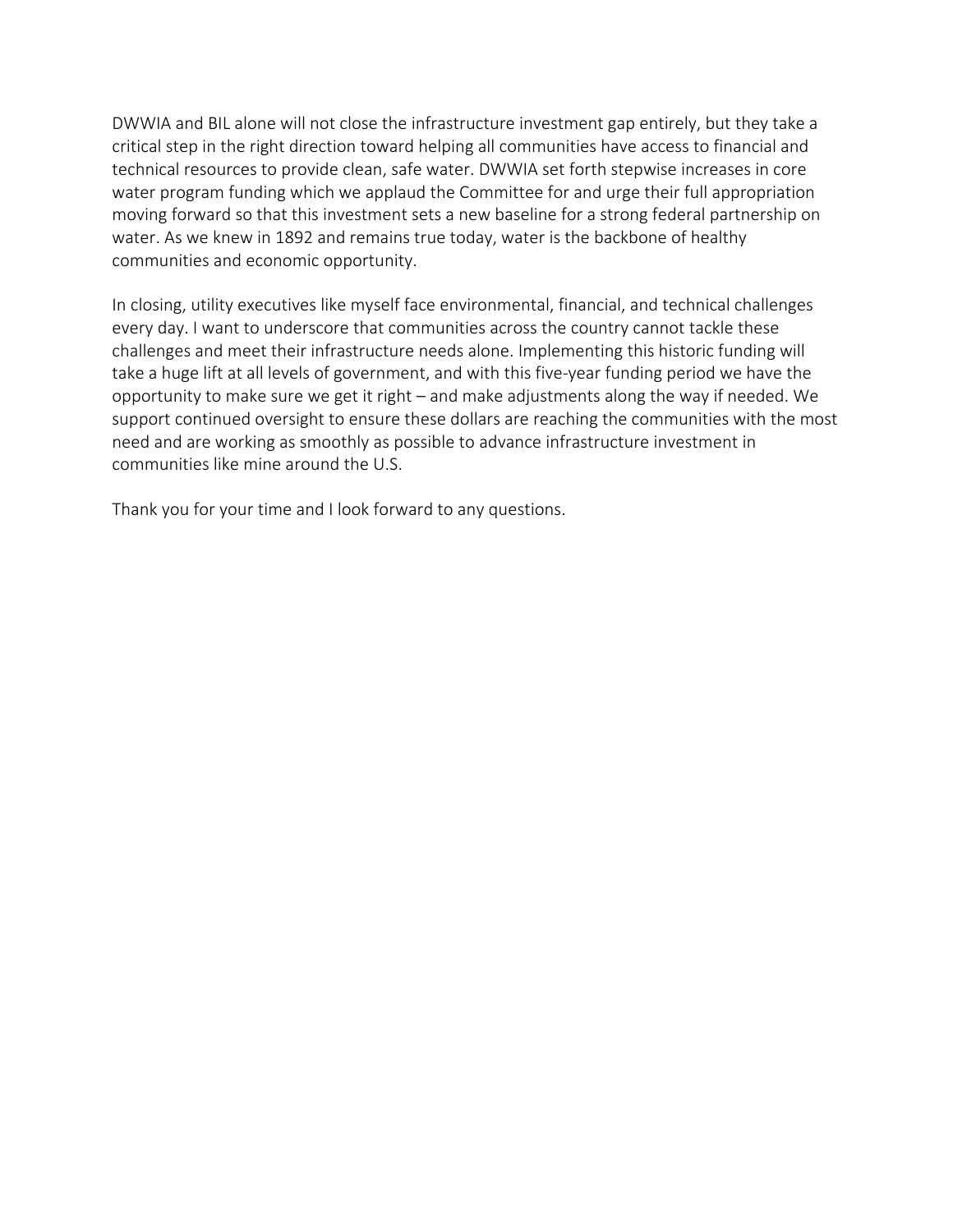DWWIA and BIL alone will not close the infrastructure investment gap entirely, but they take a critical step in the right direction toward helping all communities have access to financial and technical resources to provide clean, safe water. DWWIA set forth stepwise increases in core water program funding which we applaud the Committee for and urge their full appropriation moving forward so that this investment sets a new baseline for a strong federal partnership on water. As we knew in 1892 and remains true today, water is the backbone of healthy communities and economic opportunity.

In closing, utility executives like myself face environmental, financial, and technical challenges every day. I want to underscore that communities across the country cannot tackle these challenges and meet their infrastructure needs alone. Implementing this historic funding will take a huge lift at all levels of government, and with this five-year funding period we have the opportunity to make sure we get it right – and make adjustments along the way if needed. We support continued oversight to ensure these dollars are reaching the communities with the most need and are working as smoothly as possible to advance infrastructure investment in communities like mine around the U.S.

Thank you for your time and I look forward to any questions.